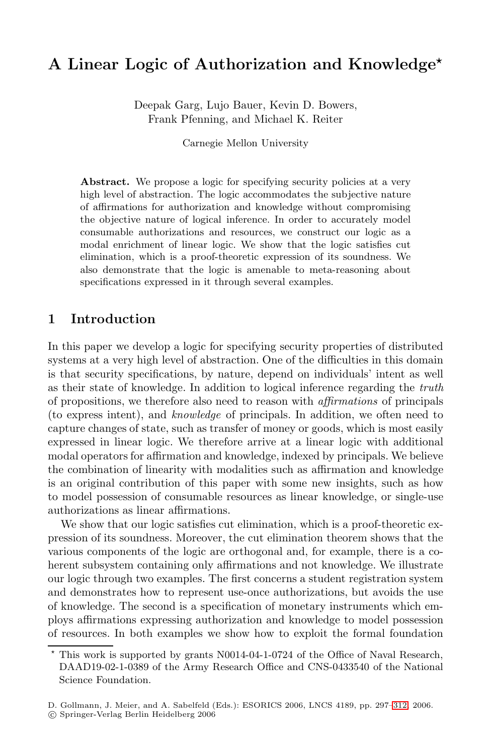# A Linear Logic of Authorization and Knowledge*

Deepak Garg, Lujo Bauer, Kevin D. Bowers,
Frank Pfenning, and Michael K. Reiter

Carnegie Mellon University

**Abstract.** We propose a logic for specifying security policies at a very high level of abstraction. The logic accommodates the subjective nature of affirmations for authorization and knowledge without compromising the objective nature of logical inference. In order to accurately model consumable authorizations and resources, we construct our logic as a modal enrichment of linear logic. We show that the logic satisfies cut elimination, which is a proof-theoretic expression of its soundness. We also demonstrate that the logic is amenable to meta-reasoning about specifications expressed in it through several examples.

## 1 Introduction

In this paper we develop a logic for specifying security properties of distributed systems at a very high level of abstraction. One of the difficulties in this domain is that security specifications, by nature, depend on individuals' intent as well as their state of knowledge. In addition to logical inference regarding the *truth* of propositions, we therefore also need to reason with *affirmations* of principals (to express intent), and *knowledge* of principals. In addition, we often need to capture changes of state, such as transfer of money or goods, which is most easily expressed in linear logic. We therefore arrive at a linear logic with additional modal operators for affirmation and knowledge, indexed by principals. We believe the combination of linearity with modalities such as affirmation and knowledge is an original contribution of this paper with some new insights, such as how to model possession of consumable resources as linear knowledge, or single-use authorizations as linear affirmations.

We show that our logic satisfies cut elimination, which is a proof-theoretic expression of its soundness. Moreover, the cut elimination theorem shows that the various components of the logic are orthogonal and, for example, there is a coherent subsystem containing only affirmations and not knowledge. We illustrate our logic through two examples. The first concerns a student registration system and demonstrates how to represent use-once authorizations, but avoids the use of knowledge. The second is a specification of monetary instruments which employs affirmations expressing authorization and knowledge to model possession of resources. In both examples we show how to exploit the formal foundation

* This work is supported by grants N0014-04-1-0724 of the Office of Naval Research, DAAD19-02-1-0389 of the Army Research Office and CNS-0433540 of the National Science Foundation.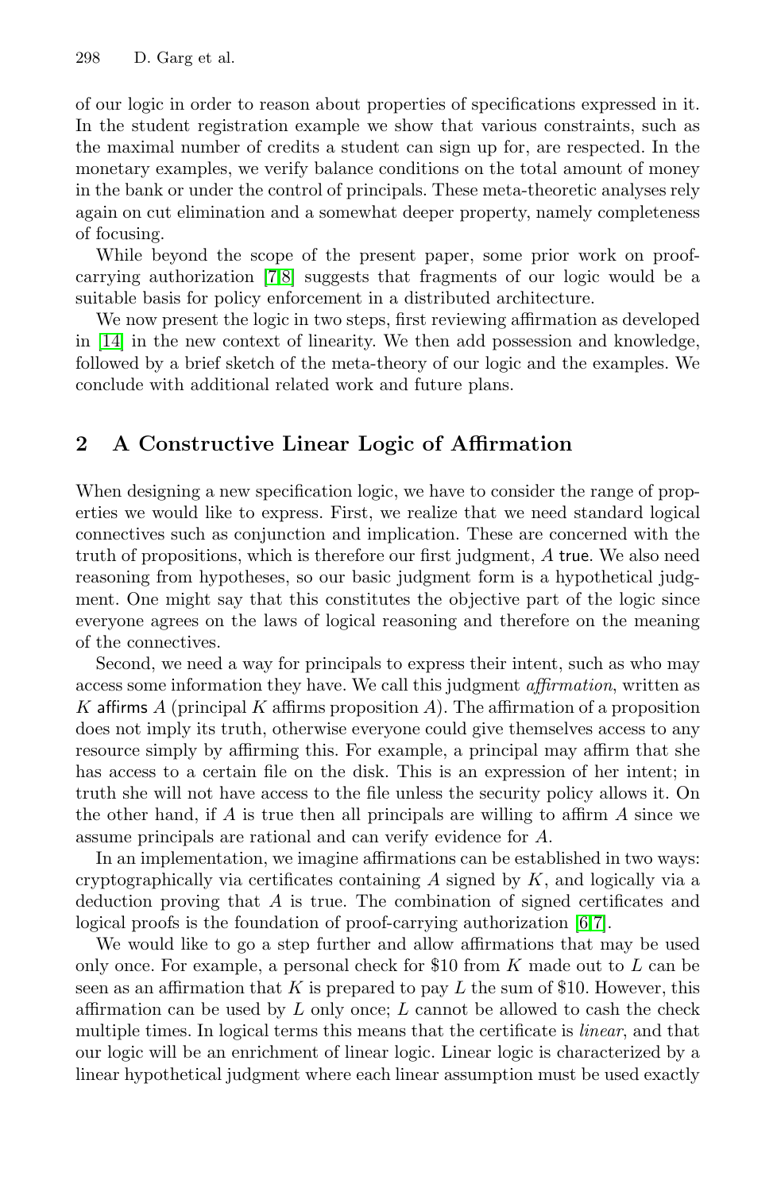of our logic in order to reason about properties of specifications expressed in it. In the student registration example we show that various constraints, such as the maximal number of credits a student can sign up for, are respected. In the monetary examples, we verify balance conditions on the total amount of money in the bank or under the control of principals. These meta-theoretic analyses rely again on cut elimination and a somewhat deeper property, namely completeness of focusing.

While beyond the scope of the present paper, some prior work on proof-carrying authorization [7,8] suggests that fragments of our logic would be a suitable basis for policy enforcement in a distributed architecture.

We now present the logic in two steps, first reviewing affirmation as developed in [14] in the new context of linearity. We then add possession and knowledge, followed by a brief sketch of the meta-theory of our logic and the examples. We conclude with additional related work and future plans.

## 2 A Constructive Linear Logic of Affirmation

When designing a new specification logic, we have to consider the range of properties we would like to express. First, we realize that we need standard logical connectives such as conjunction and implication. These are concerned with the truth of propositions, which is therefore our first judgment, $A$ true. We also need reasoning from hypotheses, so our basic judgment form is a hypothetical judgment. One might say that this constitutes the objective part of the logic since everyone agrees on the laws of logical reasoning and therefore on the meaning of the connectives.

Second, we need a way for principals to express their intent, such as who may access some information they have. We call this judgment *affirmation*, written as $K$ affirms $A$ (principal $K$ affirms proposition $A$). The affirmation of a proposition does not imply its truth, otherwise everyone could give themselves access to any resource simply by affirming this. For example, a principal may affirm that she has access to a certain file on the disk. This is an expression of her intent; in truth she will not have access to the file unless the security policy allows it. On the other hand, if $A$ is true then all principals are willing to affirm $A$ since we assume principals are rational and can verify evidence for $A$.

In an implementation, we imagine affirmations can be established in two ways: cryptographically via certificates containing $A$ signed by $K$, and logically via a deduction proving that $A$ is true. The combination of signed certificates and logical proofs is the foundation of proof-carrying authorization [6,7].

We would like to go a step further and allow affirmations that may be used only once. For example, a personal check for \$10 from $K$ made out to $L$ can be seen as an affirmation that $K$ is prepared to pay $L$ the sum of \$10. However, this affirmation can be used by $L$ only once; $L$ cannot be allowed to cash the check multiple times. In logical terms this means that the certificate is *linear*, and that our logic will be an enrichment of linear logic. Linear logic is characterized by a linear hypothetical judgment where each linear assumption must be used exactly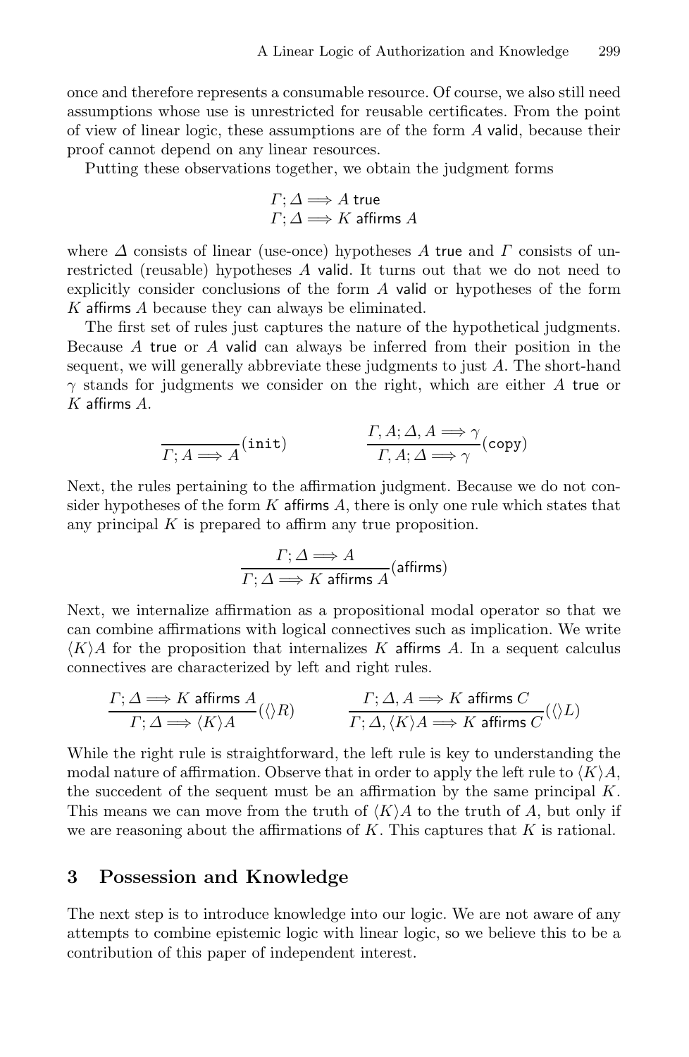once and therefore represents a consumable resource. Of course, we also still need assumptions whose use is unrestricted for reusable certificates. From the point of view of linear logic, these assumptions are of the form $A$ valid, because their proof cannot depend on any linear resources.

Putting these observations together, we obtain the judgment forms

$$\Gamma; \Delta \Longrightarrow A \ \mathsf{true}$$
$$\Gamma; \Delta \Longrightarrow K \ \mathsf{affirms} \ A$$

where $\Delta$ consists of linear (use-once) hypotheses $A$ true and $\Gamma$ consists of unrestricted (reusable) hypotheses $A$ valid. It turns out that we do not need to explicitly consider conclusions of the form $A$ valid or hypotheses of the form $K$ affirms $A$ because they can always be eliminated.

The first set of rules just captures the nature of the hypothetical judgments. Because $A$ true or $A$ valid can always be inferred from their position in the sequent, we will generally abbreviate these judgments to just $A$. The short-hand $\gamma$ stands for judgments we consider on the right, which are either $A$ true or $K$ affirms $A$.

$$\frac{}{\Gamma; A \Longrightarrow A}(\mathtt{init}) \qquad\qquad \frac{\Gamma, A; \Delta, A \Longrightarrow \gamma}{\Gamma, A; \Delta \Longrightarrow \gamma}(\mathsf{copy})$$

Next, the rules pertaining to the affirmation judgment. Because we do not consider hypotheses of the form $K$ affirms $A$, there is only one rule which states that any principal $K$ is prepared to affirm any true proposition.

$$\frac{\Gamma; \Delta \Longrightarrow A}{\Gamma; \Delta \Longrightarrow K \ \mathsf{affirms} \ A}(\mathsf{affirms})$$

Next, we internalize affirmation as a propositional modal operator so that we can combine affirmations with logical connectives such as implication. We write $\langle K \rangle A$ for the proposition that internalizes $K$ affirms $A$. In a sequent calculus connectives are characterized by left and right rules.

$$\frac{\Gamma; \Delta \Longrightarrow K \ \mathsf{affirms} \ A}{\Gamma; \Delta \Longrightarrow \langle K \rangle A}(\langle\rangle R) \qquad\qquad \frac{\Gamma; \Delta, A \Longrightarrow K \ \mathsf{affirms} \ C}{\Gamma; \Delta, \langle K \rangle A \Longrightarrow K \ \mathsf{affirms} \ C}(\langle\rangle L)$$

While the right rule is straightforward, the left rule is key to understanding the modal nature of affirmation. Observe that in order to apply the left rule to $\langle K \rangle A$, the succedent of the sequent must be an affirmation by the same principal $K$. This means we can move from the truth of $\langle K \rangle A$ to the truth of $A$, but only if we are reasoning about the affirmations of $K$. This captures that $K$ is rational.

## 3 Possession and Knowledge

The next step is to introduce knowledge into our logic. We are not aware of any attempts to combine epistemic logic with linear logic, so we believe this to be a contribution of this paper of independent interest.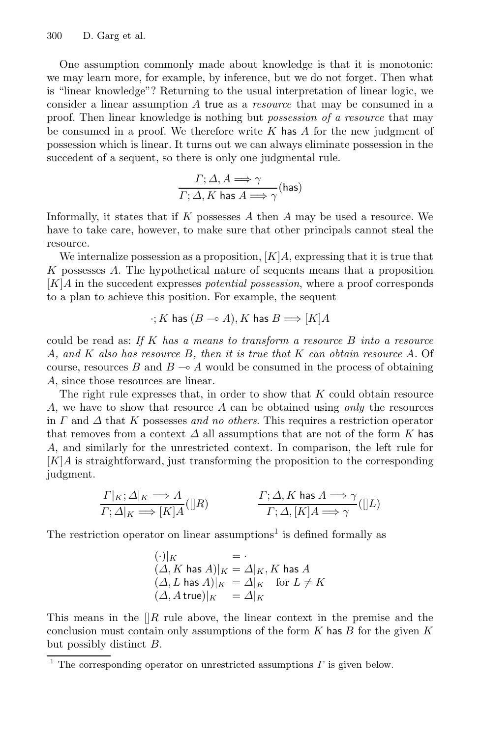One assumption commonly made about knowledge is that it is monotonic: we may learn more, for example, by inference, but we do not forget. Then what is "linear knowledge"? Returning to the usual interpretation of linear logic, we consider a linear assumption $A$ true as a *resource* that may be consumed in a proof. Then linear knowledge is nothing but *possession of a resource* that may be consumed in a proof. We therefore write $K$ has $A$ for the new judgment of possession which is linear. It turns out we can always eliminate possession in the succedent of a sequent, so there is only one judgmental rule.

$$\frac{\Gamma; \Delta, A \Longrightarrow \gamma}{\Gamma; \Delta, K \text{ has } A \Longrightarrow \gamma}(\mathsf{has})$$

Informally, it states that if $K$ possesses $A$ then $A$ may be used a resource. We have to take care, however, to make sure that other principals cannot steal the resource.

We internalize possession as a proposition, $[K]A$, expressing that it is true that $K$ possesses $A$. The hypothetical nature of sequents means that a proposition $[K]A$ in the succedent expresses *potential possession*, where a proof corresponds to a plan to achieve this position. For example, the sequent

$$\cdot; K \text{ has } (B \multimap A), K \text{ has } B \Longrightarrow [K]A$$

could be read as: *If $K$ has a means to transform a resource $B$ into a resource $A$, and $K$ also has resource $B$, then it is true that $K$ can obtain resource $A$.* Of course, resources $B$ and $B \multimap A$ would be consumed in the process of obtaining $A$, since those resources are linear.

The right rule expresses that, in order to show that $K$ could obtain resource $A$, we have to show that resource $A$ can be obtained using *only* the resources in $\Gamma$ and $\Delta$ that $K$ possesses *and no others*. This requires a restriction operator that removes from a context $\Delta$ all assumptions that are not of the form $K$ has $A$, and similarly for the unrestricted context. In comparison, the left rule for $[K]A$ is straightforward, just transforming the proposition to the corresponding judgment.

$$\frac{\Gamma|_K; \Delta|_K \Longrightarrow A}{\Gamma; \Delta|_K \Longrightarrow [K]A}([]R) \qquad \frac{\Gamma; \Delta, K \text{ has } A \Longrightarrow \gamma}{\Gamma; \Delta, [K]A \Longrightarrow \gamma}([]L)$$

The restriction operator on linear assumptions[1] is defined formally as

$$\begin{aligned}
(\cdot)|_K &= \cdot \\
(\Delta, K \text{ has } A)|_K &= \Delta|_K, K \text{ has } A \\
(\Delta, L \text{ has } A)|_K &= \Delta|_K \quad \text{for } L \neq K \\
(\Delta, A\, \text{true})|_K &= \Delta|_K
\end{aligned}$$

This means in the $[]R$ rule above, the linear context in the premise and the conclusion must contain only assumptions of the form $K$ has $B$ for the given $K$ but possibly distinct $B$.

[1] The corresponding operator on unrestricted assumptions $\Gamma$ is given below.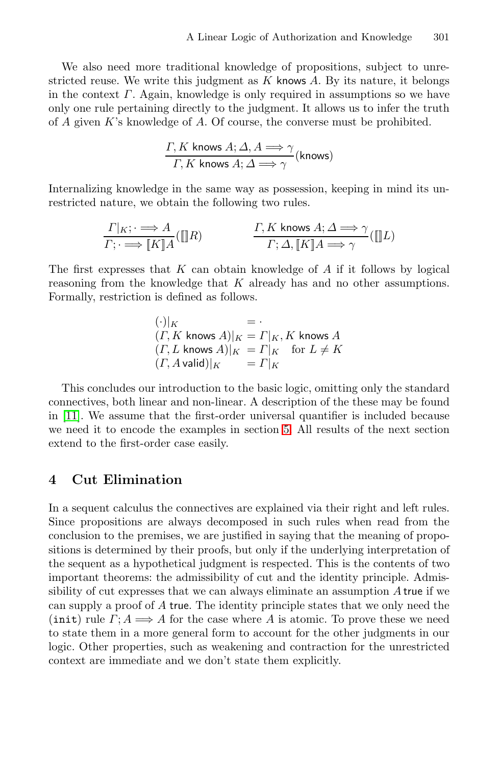We also need more traditional knowledge of propositions, subject to unrestricted reuse. We write this judgment as $K$ $\mathsf{knows}$ $A$. By its nature, it belongs in the context $\Gamma$. Again, knowledge is only required in assumptions so we have only one rule pertaining directly to the judgment. It allows us to infer the truth of $A$ given $K$'s knowledge of $A$. Of course, the converse must be prohibited.

$$\frac{\Gamma, K \ \mathsf{knows}\ A; \Delta, A \Longrightarrow \gamma}{\Gamma, K \ \mathsf{knows}\ A; \Delta \Longrightarrow \gamma}(\mathsf{knows})$$

Internalizing knowledge in the same way as possession, keeping in mind its unrestricted nature, we obtain the following two rules.

$$\frac{\Gamma|_K; \cdot \Longrightarrow A}{\Gamma; \cdot \Longrightarrow [\![K]\!]A}([\![]\!]R) \qquad\qquad \frac{\Gamma, K \ \mathsf{knows}\ A; \Delta \Longrightarrow \gamma}{\Gamma; \Delta, [\![K]\!]A \Longrightarrow \gamma}([\![]\!]L)$$

The first expresses that $K$ can obtain knowledge of $A$ if it follows by logical reasoning from the knowledge that $K$ already has and no other assumptions. Formally, restriction is defined as follows.

$$\begin{array}{ll}
(\cdot)|_K & = \cdot \\
(\Gamma, K \ \mathsf{knows}\ A)|_K & = \Gamma|_K, K \ \mathsf{knows}\ A \\
(\Gamma, L \ \mathsf{knows}\ A)|_K & = \Gamma|_K \quad \text{for } L \neq K \\
(\Gamma, A \ \mathsf{valid})|_K & = \Gamma|_K
\end{array}$$

This concludes our introduction to the basic logic, omitting only the standard connectives, both linear and non-linear. A description of the these may be found in [11]. We assume that the first-order universal quantifier is included because we need it to encode the examples in section 5. All results of the next section extend to the first-order case easily.

## 4 Cut Elimination

In a sequent calculus the connectives are explained via their right and left rules. Since propositions are always decomposed in such rules when read from the conclusion to the premises, we are justified in saying that the meaning of propositions is determined by their proofs, but only if the underlying interpretation of the sequent as a hypothetical judgment is respected. This is the contents of two important theorems: the admissibility of cut and the identity principle. Admissibility of cut expresses that we can always eliminate an assumption $A\,\mathsf{true}$ if we can supply a proof of $A$ $\mathsf{true}$. The identity principle states that we only need the (`init`) rule $\Gamma; A \Longrightarrow A$ for the case where $A$ is atomic. To prove these we need to state them in a more general form to account for the other judgments in our logic. Other properties, such as weakening and contraction for the unrestricted context are immediate and we don't state them explicitly.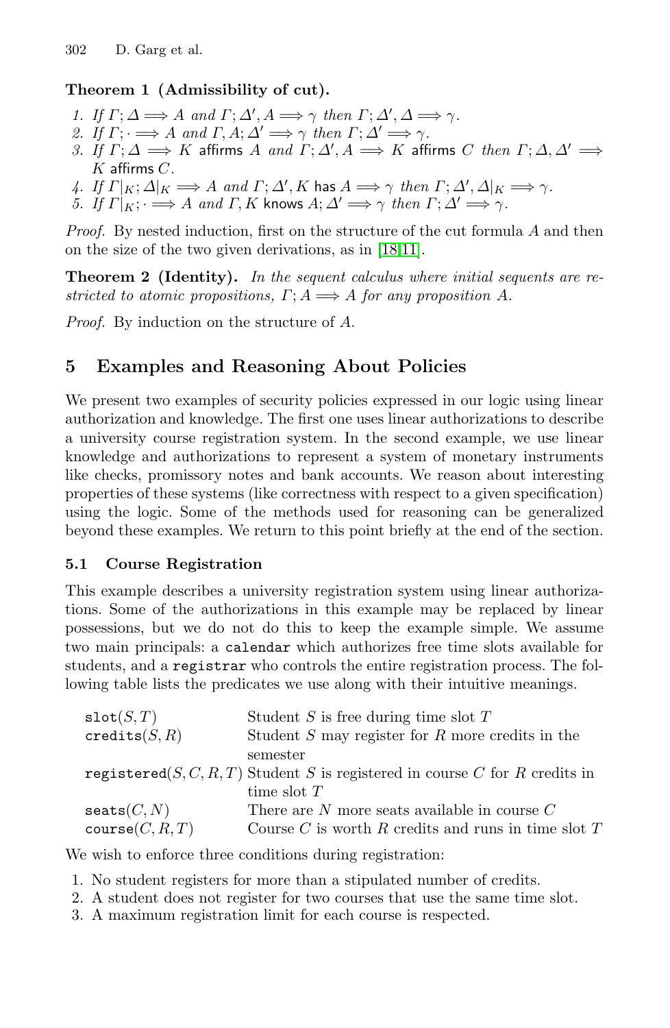**Theorem 1 (Admissibility of cut).**

1. *If* $\Gamma; \Delta \Longrightarrow A$ *and* $\Gamma; \Delta', A \Longrightarrow \gamma$ *then* $\Gamma; \Delta', \Delta \Longrightarrow \gamma$.
2. *If* $\Gamma; \cdot \Longrightarrow A$ *and* $\Gamma, A; \Delta' \Longrightarrow \gamma$ *then* $\Gamma; \Delta' \Longrightarrow \gamma$.
3. *If* $\Gamma; \Delta \Longrightarrow K \text{ affirms } A$ *and* $\Gamma; \Delta', A \Longrightarrow K \text{ affirms } C$ *then* $\Gamma; \Delta, \Delta' \Longrightarrow K \text{ affirms } C$.
4. *If* $\Gamma|_K; \Delta|_K \Longrightarrow A$ *and* $\Gamma; \Delta', K \text{ has } A \Longrightarrow \gamma$ *then* $\Gamma; \Delta', \Delta|_K \Longrightarrow \gamma$.
5. *If* $\Gamma|_K; \cdot \Longrightarrow A$ *and* $\Gamma, K \text{ knows } A; \Delta' \Longrightarrow \gamma$ *then* $\Gamma; \Delta' \Longrightarrow \gamma$.

*Proof.* By nested induction, first on the structure of the cut formula $A$ and then on the size of the two given derivations, as in [18,11].

**Theorem 2 (Identity).** *In the sequent calculus where initial sequents are restricted to atomic propositions,* $\Gamma; A \Longrightarrow A$ *for any proposition* $A$.

*Proof.* By induction on the structure of $A$.

## 5 Examples and Reasoning About Policies

We present two examples of security policies expressed in our logic using linear authorization and knowledge. The first one uses linear authorizations to describe a university course registration system. In the second example, we use linear knowledge and authorizations to represent a system of monetary instruments like checks, promissory notes and bank accounts. We reason about interesting properties of these systems (like correctness with respect to a given specification) using the logic. Some of the methods used for reasoning can be generalized beyond these examples. We return to this point briefly at the end of the section.

### 5.1 Course Registration

This example describes a university registration system using linear authorizations. Some of the authorizations in this example may be replaced by linear possessions, but we do not do this to keep the example simple. We assume two main principals: a `calendar` which authorizes free time slots available for students, and a `registrar` who controls the entire registration process. The following table lists the predicates we use along with their intuitive meanings.

| | |
|---|---|
| $\texttt{slot}(S, T)$ | Student $S$ is free during time slot $T$ |
| $\texttt{credits}(S, R)$ | Student $S$ may register for $R$ more credits in the semester |
| $\texttt{registered}(S, C, R, T)$ | Student $S$ is registered in course $C$ for $R$ credits in time slot $T$ |
| $\texttt{seats}(C, N)$ | There are $N$ more seats available in course $C$ |
| $\texttt{course}(C, R, T)$ | Course $C$ is worth $R$ credits and runs in time slot $T$ |

We wish to enforce three conditions during registration:

1. No student registers for more than a stipulated number of credits.
2. A student does not register for two courses that use the same time slot.
3. A maximum registration limit for each course is respected.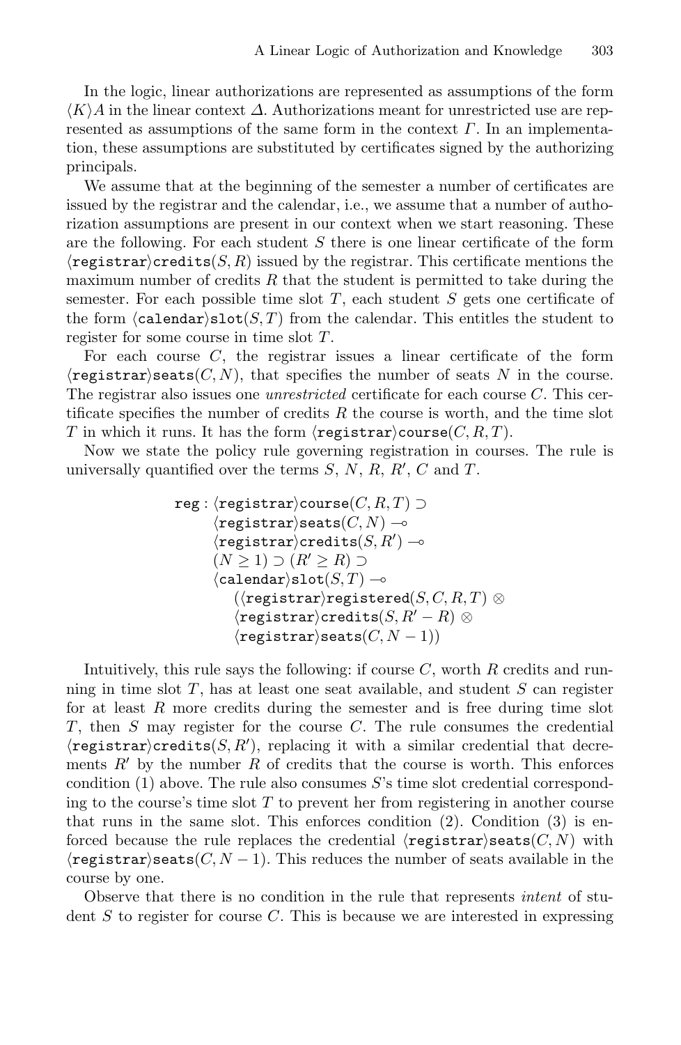In the logic, linear authorizations are represented as assumptions of the form $\langle K \rangle A$ in the linear context $\Delta$. Authorizations meant for unrestricted use are represented as assumptions of the same form in the context $\Gamma$. In an implementation, these assumptions are substituted by certificates signed by the authorizing principals.

We assume that at the beginning of the semester a number of certificates are issued by the registrar and the calendar, i.e., we assume that a number of authorization assumptions are present in our context when we start reasoning. These are the following. For each student $S$ there is one linear certificate of the form $\langle \mathtt{registrar} \rangle \mathtt{credits}(S, R)$ issued by the registrar. This certificate mentions the maximum number of credits $R$ that the student is permitted to take during the semester. For each possible time slot $T$, each student $S$ gets one certificate of the form $\langle \mathtt{calendar} \rangle \mathtt{slot}(S, T)$ from the calendar. This entitles the student to register for some course in time slot $T$.

For each course $C$, the registrar issues a linear certificate of the form $\langle \mathtt{registrar} \rangle \mathtt{seats}(C, N)$, that specifies the number of seats $N$ in the course. The registrar also issues one *unrestricted* certificate for each course $C$. This certificate specifies the number of credits $R$ the course is worth, and the time slot $T$ in which it runs. It has the form $\langle \mathtt{registrar} \rangle \mathtt{course}(C, R, T)$.

Now we state the policy rule governing registration in courses. The rule is universally quantified over the terms $S$, $N$, $R$, $R'$, $C$ and $T$.

$$
\begin{aligned}
\mathtt{reg} : & \langle \mathtt{registrar} \rangle \mathtt{course}(C, R, T) \supset \\
& \langle \mathtt{registrar} \rangle \mathtt{seats}(C, N) \multimap \\
& \langle \mathtt{registrar} \rangle \mathtt{credits}(S, R') \multimap \\
& (N \geq 1) \supset (R' \geq R) \supset \\
& \langle \mathtt{calendar} \rangle \mathtt{slot}(S, T) \multimap \\
& \quad (\langle \mathtt{registrar} \rangle \mathtt{registered}(S, C, R, T) \otimes \\
& \quad \langle \mathtt{registrar} \rangle \mathtt{credits}(S, R' - R) \otimes \\
& \quad \langle \mathtt{registrar} \rangle \mathtt{seats}(C, N - 1))
\end{aligned}
$$

Intuitively, this rule says the following: if course $C$, worth $R$ credits and running in time slot $T$, has at least one seat available, and student $S$ can register for at least $R$ more credits during the semester and is free during time slot $T$, then $S$ may register for the course $C$. The rule consumes the credential $\langle \mathtt{registrar} \rangle \mathtt{credits}(S, R')$, replacing it with a similar credential that decrements $R'$ by the number $R$ of credits that the course is worth. This enforces condition (1) above. The rule also consumes $S$'s time slot credential corresponding to the course's time slot $T$ to prevent her from registering in another course that runs in the same slot. This enforces condition (2). Condition (3) is enforced because the rule replaces the credential $\langle \mathtt{registrar} \rangle \mathtt{seats}(C, N)$ with $\langle \mathtt{registrar} \rangle \mathtt{seats}(C, N - 1)$. This reduces the number of seats available in the course by one.

Observe that there is no condition in the rule that represents *intent* of student $S$ to register for course $C$. This is because we are interested in expressing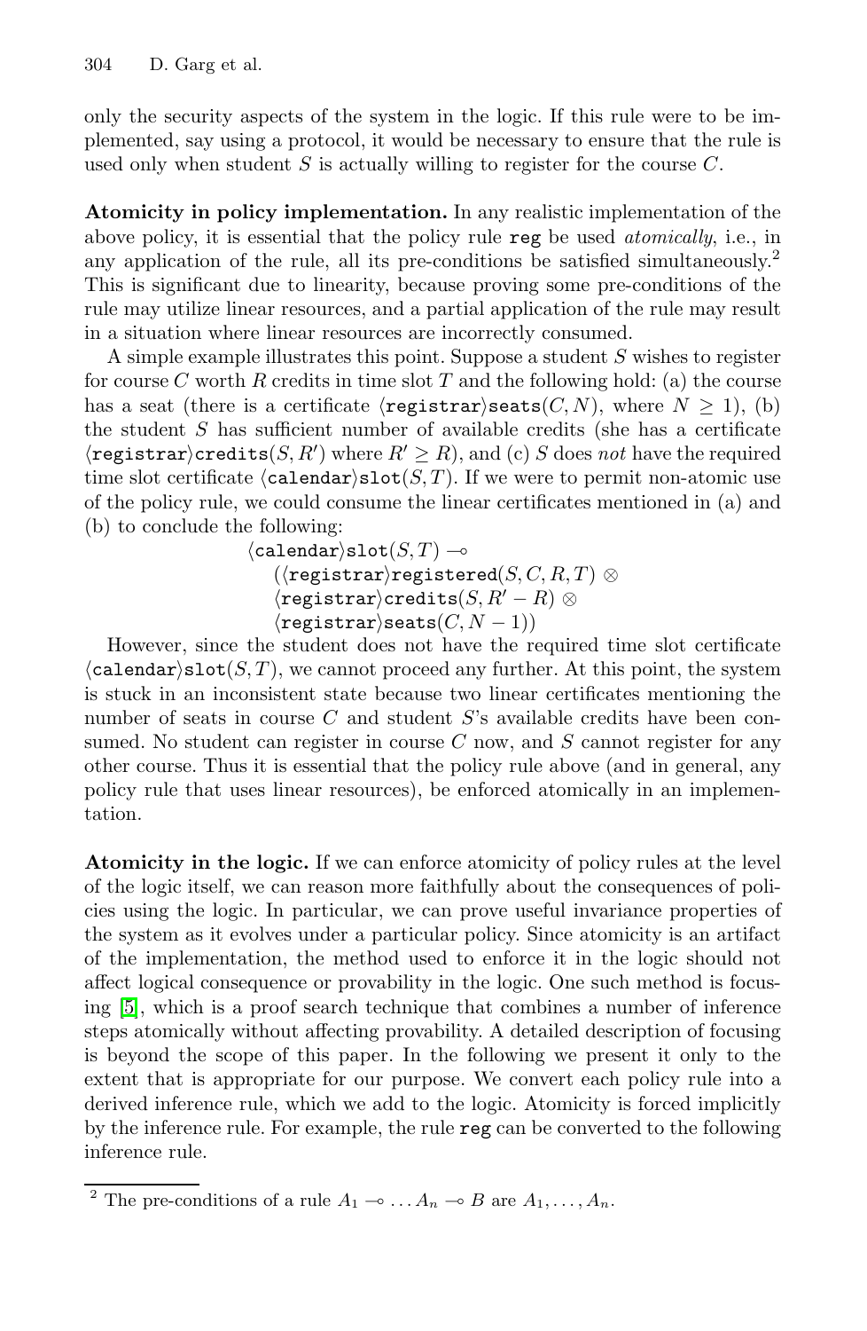only the security aspects of the system in the logic. If this rule were to be implemented, say using a protocol, it would be necessary to ensure that the rule is used only when student $S$ is actually willing to register for the course $C$.

**Atomicity in policy implementation.** In any realistic implementation of the above policy, it is essential that the policy rule `reg` be used *atomically*, i.e., in any application of the rule, all its pre-conditions be satisfied simultaneously.[2] This is significant due to linearity, because proving some pre-conditions of the rule may utilize linear resources, and a partial application of the rule may result in a situation where linear resources are incorrectly consumed.

A simple example illustrates this point. Suppose a student $S$ wishes to register for course $C$ worth $R$ credits in time slot $T$ and the following hold: (a) the course has a seat (there is a certificate $\langle\texttt{registrar}\rangle\texttt{seats}(C, N)$, where $N \geq 1$), (b) the student $S$ has sufficient number of available credits (she has a certificate $\langle\texttt{registrar}\rangle\texttt{credits}(S, R')$ where $R' \geq R$), and (c) $S$ does *not* have the required time slot certificate $\langle\texttt{calendar}\rangle\texttt{slot}(S, T)$. If we were to permit non-atomic use of the policy rule, we could consume the linear certificates mentioned in (a) and (b) to conclude the following:

$$
\begin{aligned}
&\langle\texttt{calendar}\rangle\texttt{slot}(S, T) \multimap \\
&\quad (\langle\texttt{registrar}\rangle\texttt{registered}(S, C, R, T) \otimes \\
&\quad \langle\texttt{registrar}\rangle\texttt{credits}(S, R' - R) \otimes \\
&\quad \langle\texttt{registrar}\rangle\texttt{seats}(C, N - 1))
\end{aligned}
$$

However, since the student does not have the required time slot certificate $\langle\texttt{calendar}\rangle\texttt{slot}(S, T)$, we cannot proceed any further. At this point, the system is stuck in an inconsistent state because two linear certificates mentioning the number of seats in course $C$ and student $S$'s available credits have been consumed. No student can register in course $C$ now, and $S$ cannot register for any other course. Thus it is essential that the policy rule above (and in general, any policy rule that uses linear resources), be enforced atomically in an implementation.

**Atomicity in the logic.** If we can enforce atomicity of policy rules at the level of the logic itself, we can reason more faithfully about the consequences of policies using the logic. In particular, we can prove useful invariance properties of the system as it evolves under a particular policy. Since atomicity is an artifact of the implementation, the method used to enforce it in the logic should not affect logical consequence or provability in the logic. One such method is focusing [5], which is a proof search technique that combines a number of inference steps atomically without affecting provability. A detailed description of focusing is beyond the scope of this paper. In the following we present it only to the extent that is appropriate for our purpose. We convert each policy rule into a derived inference rule, which we add to the logic. Atomicity is forced implicitly by the inference rule. For example, the rule `reg` can be converted to the following inference rule.

---

[2] The pre-conditions of a rule $A_1 \multimap \ldots A_n \multimap B$ are $A_1, \ldots, A_n$.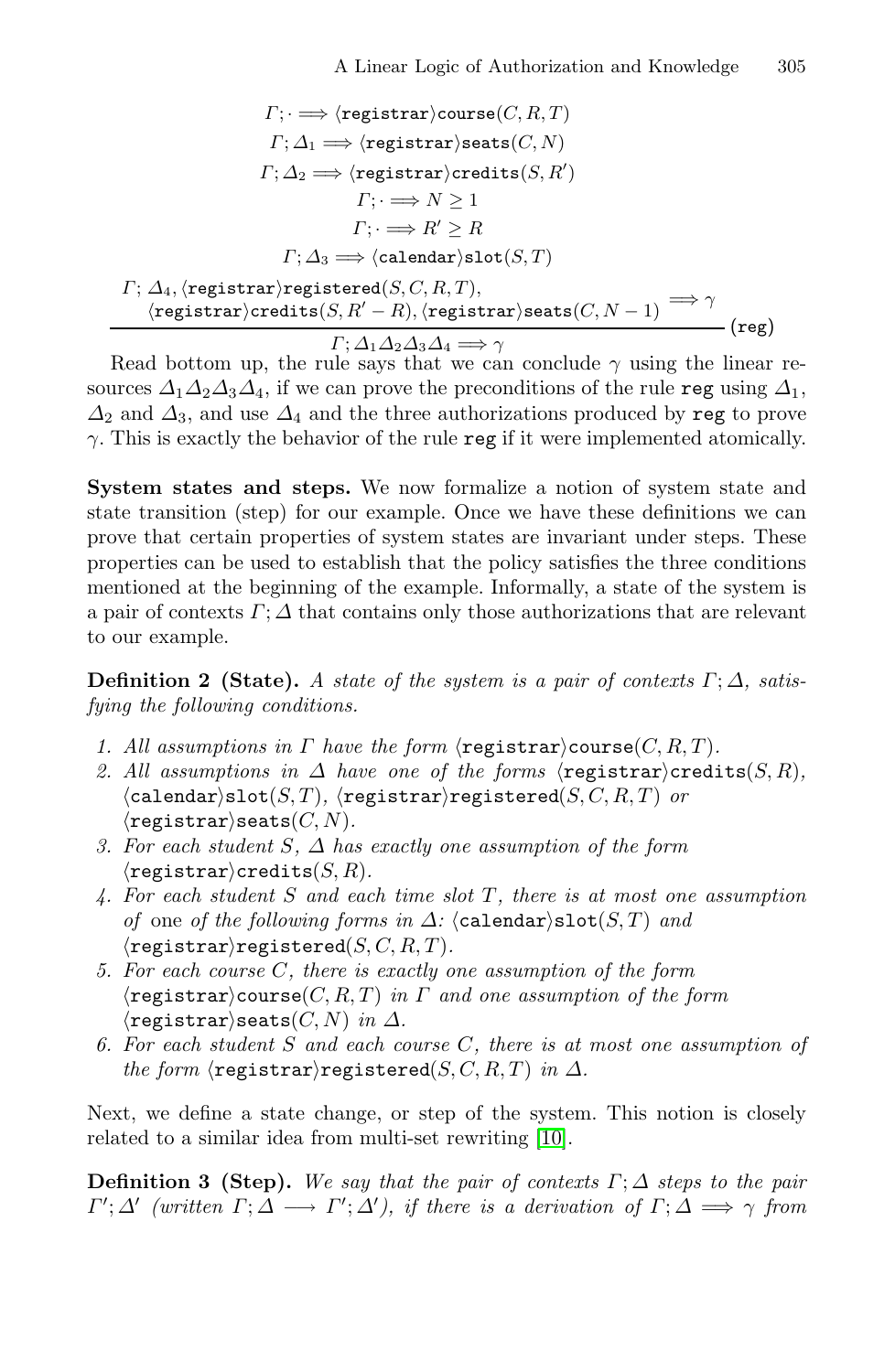$$\frac{\begin{array}{c}\Gamma;\cdot \Longrightarrow \langle\texttt{registrar}\rangle\texttt{course}(C,R,T)\\ \Gamma;\Delta_1 \Longrightarrow \langle\texttt{registrar}\rangle\texttt{seats}(C,N)\\ \Gamma;\Delta_2 \Longrightarrow \langle\texttt{registrar}\rangle\texttt{credits}(S,R')\\ \Gamma;\cdot \Longrightarrow N \geq 1\\ \Gamma;\cdot \Longrightarrow R' \geq R\\ \Gamma;\Delta_3 \Longrightarrow \langle\texttt{calendar}\rangle\texttt{slot}(S,T)\\ \Gamma;\ \Delta_4, \langle\texttt{registrar}\rangle\texttt{registered}(S,C,R,T), \langle\texttt{registrar}\rangle\texttt{credits}(S,R'-R), \langle\texttt{registrar}\rangle\texttt{seats}(C,N-1) \Longrightarrow \gamma\end{array}}{\Gamma;\Delta_1\Delta_2\Delta_3\Delta_4 \Longrightarrow \gamma}\ (\texttt{reg})$$

Read bottom up, the rule says that we can conclude $\gamma$ using the linear resources $\Delta_1\Delta_2\Delta_3\Delta_4$, if we can prove the preconditions of the rule `reg` using $\Delta_1$, $\Delta_2$ and $\Delta_3$, and use $\Delta_4$ and the three authorizations produced by `reg` to prove $\gamma$. This is exactly the behavior of the rule `reg` if it were implemented atomically.

**System states and steps.** We now formalize a notion of system state and state transition (step) for our example. Once we have these definitions we can prove that certain properties of system states are invariant under steps. These properties can be used to establish that the policy satisfies the three conditions mentioned at the beginning of the example. Informally, a state of the system is a pair of contexts $\Gamma;\Delta$ that contains only those authorizations that are relevant to our example.

**Definition 2 (State).** *A state of the system is a pair of contexts $\Gamma;\Delta$, satisfying the following conditions.*

1. *All assumptions in $\Gamma$ have the form $\langle\texttt{registrar}\rangle\texttt{course}(C,R,T)$.*
2. *All assumptions in $\Delta$ have one of the forms $\langle\texttt{registrar}\rangle\texttt{credits}(S,R)$, $\langle\texttt{calendar}\rangle\texttt{slot}(S,T)$, $\langle\texttt{registrar}\rangle\texttt{registered}(S,C,R,T)$ or $\langle\texttt{registrar}\rangle\texttt{seats}(C,N)$.*
3. *For each student $S$, $\Delta$ has exactly one assumption of the form $\langle\texttt{registrar}\rangle\texttt{credits}(S,R)$.*
4. *For each student $S$ and each time slot $T$, there is at most one assumption of* one *of the following forms in $\Delta$: $\langle\texttt{calendar}\rangle\texttt{slot}(S,T)$ and $\langle\texttt{registrar}\rangle\texttt{registered}(S,C,R,T)$.*
5. *For each course $C$, there is exactly one assumption of the form $\langle\texttt{registrar}\rangle\texttt{course}(C,R,T)$ in $\Gamma$ and one assumption of the form $\langle\texttt{registrar}\rangle\texttt{seats}(C,N)$ in $\Delta$.*
6. *For each student $S$ and each course $C$, there is at most one assumption of the form $\langle\texttt{registrar}\rangle\texttt{registered}(S,C,R,T)$ in $\Delta$.*

Next, we define a state change, or step of the system. This notion is closely related to a similar idea from multi-set rewriting [10].

**Definition 3 (Step).** *We say that the pair of contexts $\Gamma;\Delta$ steps to the pair $\Gamma';\Delta'$ (written $\Gamma;\Delta \longrightarrow \Gamma';\Delta'$), if there is a derivation of $\Gamma;\Delta \Longrightarrow \gamma$ from*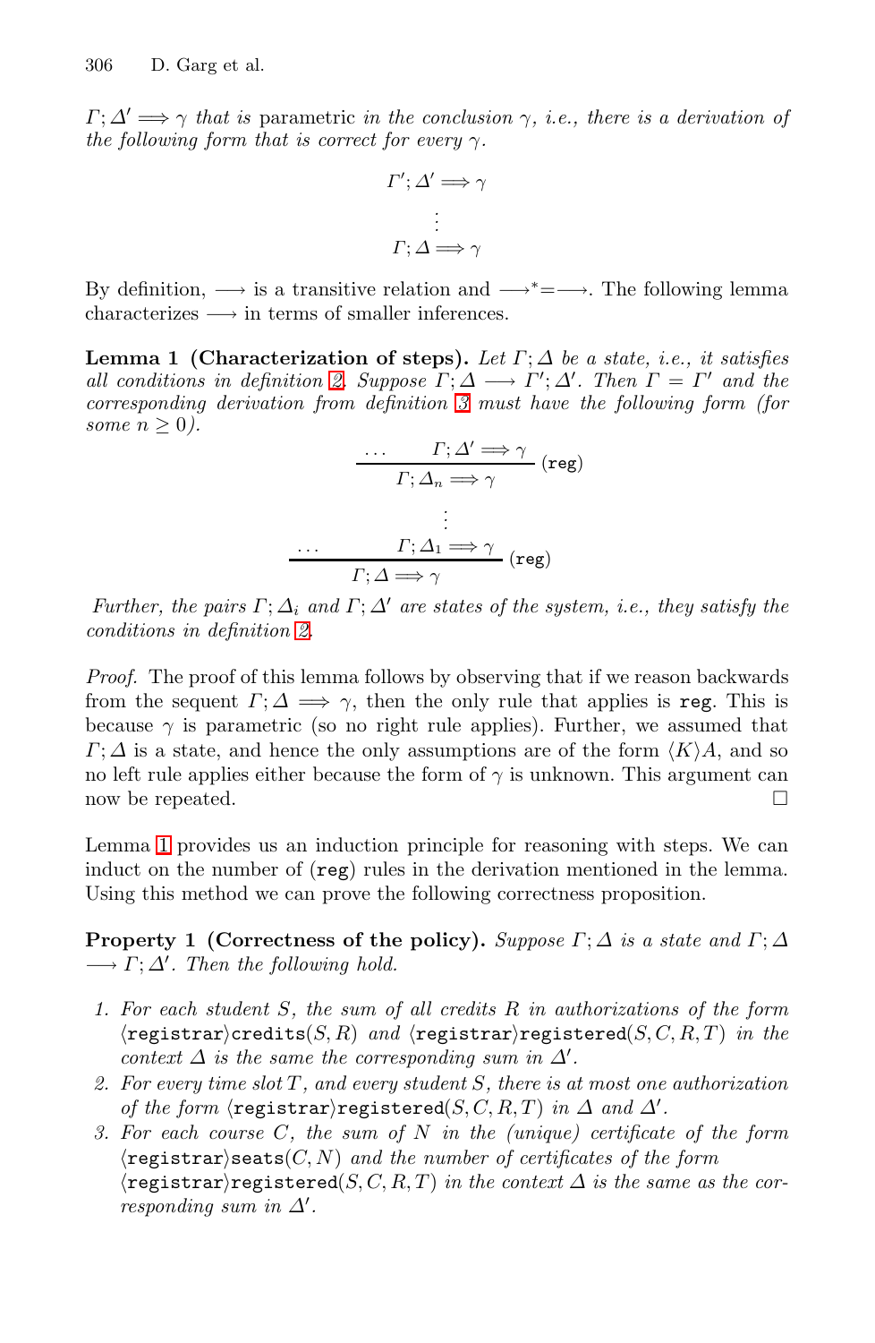$\Gamma; \Delta' \Longrightarrow \gamma$ *that is* parametric *in the conclusion* $\gamma$*, i.e., there is a derivation of the following form that is correct for every* $\gamma$.

$$\begin{array}{c} \Gamma'; \Delta' \Longrightarrow \gamma \\ \vdots \\ \Gamma; \Delta \Longrightarrow \gamma \end{array}$$

By definition, $\longrightarrow$ is a transitive relation and $\longrightarrow^{*} = \longrightarrow$. The following lemma characterizes $\longrightarrow$ in terms of smaller inferences.

**Lemma 1 (Characterization of steps).** *Let* $\Gamma; \Delta$ *be a state, i.e., it satisfies all conditions in definition 2. Suppose* $\Gamma; \Delta \longrightarrow \Gamma'; \Delta'$*. Then* $\Gamma = \Gamma'$ *and the corresponding derivation from definition 3 must have the following form (for some* $n \geq 0$*).*

$$\dfrac{\dfrac{\dfrac{\ldots \qquad \Gamma; \Delta' \Longrightarrow \gamma}{\Gamma; \Delta_n \Longrightarrow \gamma}\ (\texttt{reg})}{\vdots}}{\dfrac{\ldots \qquad \Gamma; \Delta_1 \Longrightarrow \gamma}{\Gamma; \Delta \Longrightarrow \gamma}\ (\texttt{reg})}$$

*Further, the pairs* $\Gamma; \Delta_i$ *and* $\Gamma; \Delta'$ *are states of the system, i.e., they satisfy the conditions in definition 2.*

*Proof.* The proof of this lemma follows by observing that if we reason backwards from the sequent $\Gamma; \Delta \Longrightarrow \gamma$, then the only rule that applies is `reg`. This is because $\gamma$ is parametric (so no right rule applies). Further, we assumed that $\Gamma; \Delta$ is a state, and hence the only assumptions are of the form $\langle K \rangle A$, and so no left rule applies either because the form of $\gamma$ is unknown. This argument can now be repeated. □

Lemma 1 provides us an induction principle for reasoning with steps. We can induct on the number of (`reg`) rules in the derivation mentioned in the lemma. Using this method we can prove the following correctness proposition.

**Property 1 (Correctness of the policy).** *Suppose* $\Gamma; \Delta$ *is a state and* $\Gamma; \Delta \longrightarrow \Gamma; \Delta'$*. Then the following hold.*

1. *For each student* $S$*, the sum of all credits* $R$ *in authorizations of the form* $\langle \texttt{registrar} \rangle \texttt{credits}(S, R)$ *and* $\langle \texttt{registrar} \rangle \texttt{registered}(S, C, R, T)$ *in the context* $\Delta$ *is the same the corresponding sum in* $\Delta'$.
2. *For every time slot* $T$*, and every student* $S$*, there is at most one authorization of the form* $\langle \texttt{registrar} \rangle \texttt{registered}(S, C, R, T)$ *in* $\Delta$ *and* $\Delta'$.
3. *For each course* $C$*, the sum of* $N$ *in the (unique) certificate of the form* $\langle \texttt{registrar} \rangle \texttt{seats}(C, N)$ *and the number of certificates of the form* $\langle \texttt{registrar} \rangle \texttt{registered}(S, C, R, T)$ *in the context* $\Delta$ *is the same as the corresponding sum in* $\Delta'$.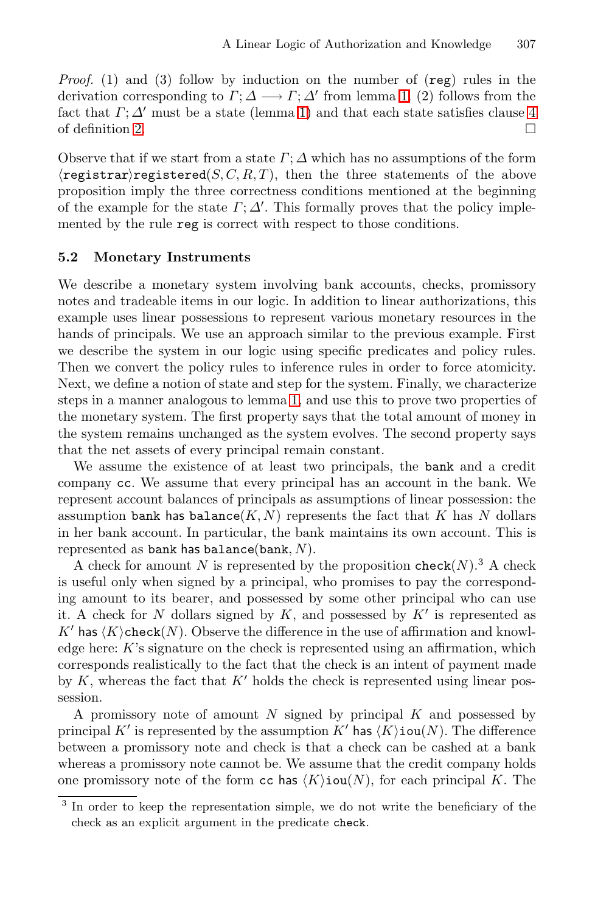*Proof.* (1) and (3) follow by induction on the number of (reg) rules in the derivation corresponding to $\Gamma; \Delta \longrightarrow \Gamma; \Delta'$ from lemma 1. (2) follows from the fact that $\Gamma; \Delta'$ must be a state (lemma 1) and that each state satisfies clause 4 of definition 2. □

Observe that if we start from a state $\Gamma; \Delta$ which has no assumptions of the form $\langle \texttt{registrar} \rangle \texttt{registered}(S, C, R, T)$, then the three statements of the above proposition imply the three correctness conditions mentioned at the beginning of the example for the state $\Gamma; \Delta'$. This formally proves that the policy implemented by the rule reg is correct with respect to those conditions.

### 5.2 Monetary Instruments

We describe a monetary system involving bank accounts, checks, promissory notes and tradeable items in our logic. In addition to linear authorizations, this example uses linear possessions to represent various monetary resources in the hands of principals. We use an approach similar to the previous example. First we describe the system in our logic using specific predicates and policy rules. Then we convert the policy rules to inference rules in order to force atomicity. Next, we define a notion of state and step for the system. Finally, we characterize steps in a manner analogous to lemma 1, and use this to prove two properties of the monetary system. The first property says that the total amount of money in the system remains unchanged as the system evolves. The second property says that the net assets of every principal remain constant.

We assume the existence of at least two principals, the bank and a credit company cc. We assume that every principal has an account in the bank. We represent account balances of principals as assumptions of linear possession: the assumption $\texttt{bank}$ has $\texttt{balance}(K, N)$ represents the fact that $K$ has $N$ dollars in her bank account. In particular, the bank maintains its own account. This is represented as $\texttt{bank}$ has $\texttt{balance}(\texttt{bank}, N)$.

A check for amount $N$ is represented by the proposition $\texttt{check}(N)$.[3] A check is useful only when signed by a principal, who promises to pay the corresponding amount to its bearer, and possessed by some other principal who can use it. A check for $N$ dollars signed by $K$, and possessed by $K'$ is represented as $K'$ has $\langle K \rangle \texttt{check}(N)$. Observe the difference in the use of affirmation and knowledge here: $K$'s signature on the check is represented using an affirmation, which corresponds realistically to the fact that the check is an intent of payment made by $K$, whereas the fact that $K'$ holds the check is represented using linear possession.

A promissory note of amount $N$ signed by principal $K$ and possessed by principal $K'$ is represented by the assumption $K'$ has $\langle K \rangle \texttt{iou}(N)$. The difference between a promissory note and check is that a check can be cashed at a bank whereas a promissory note cannot be. We assume that the credit company holds one promissory note of the form cc has $\langle K \rangle \texttt{iou}(N)$, for each principal $K$. The

[3] In order to keep the representation simple, we do not write the beneficiary of the check as an explicit argument in the predicate check.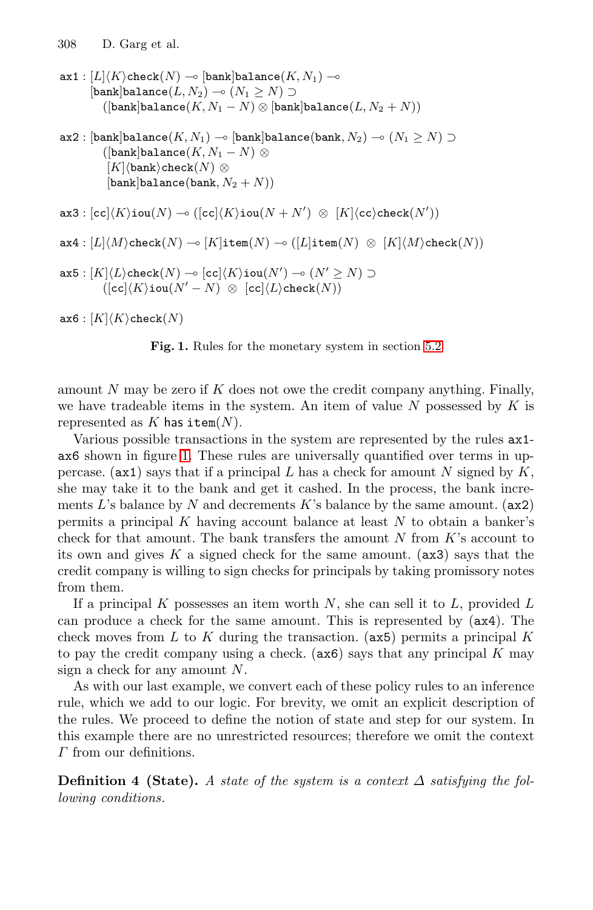$\mathtt{ax1} : [L]\langle K\rangle \mathtt{check}(N) \multimap [\mathtt{bank}]\mathtt{balance}(K, N_1) \multimap$
$\quad [\mathtt{bank}]\mathtt{balance}(L, N_2) \multimap (N_1 \geq N) \supset$
$\quad\quad ([\mathtt{bank}]\mathtt{balance}(K, N_1 - N) \otimes [\mathtt{bank}]\mathtt{balance}(L, N_2 + N))$

$\mathtt{ax2} : [\mathtt{bank}]\mathtt{balance}(K, N_1) \multimap [\mathtt{bank}]\mathtt{balance}(\mathtt{bank}, N_2) \multimap (N_1 \geq N) \supset$
$\quad\quad ([\mathtt{bank}]\mathtt{balance}(K, N_1 - N) \otimes$
$\quad\quad\; [K]\langle \mathtt{bank}\rangle \mathtt{check}(N) \otimes$
$\quad\quad\; [\mathtt{bank}]\mathtt{balance}(\mathtt{bank}, N_2 + N))$

$\mathtt{ax3} : [\mathtt{cc}]\langle K\rangle \mathtt{iou}(N) \multimap ([\mathtt{cc}]\langle K\rangle \mathtt{iou}(N + N') \otimes [K]\langle \mathtt{cc}\rangle \mathtt{check}(N'))$

$\mathtt{ax4} : [L]\langle M\rangle \mathtt{check}(N) \multimap [K]\mathtt{item}(N) \multimap ([L]\mathtt{item}(N) \otimes [K]\langle M\rangle \mathtt{check}(N))$

$\mathtt{ax5} : [K]\langle L\rangle \mathtt{check}(N) \multimap [\mathtt{cc}]\langle K\rangle \mathtt{iou}(N') \multimap (N' \geq N) \supset$
$\quad\quad ([\mathtt{cc}]\langle K\rangle \mathtt{iou}(N' - N) \otimes [\mathtt{cc}]\langle L\rangle \mathtt{check}(N))$

$\mathtt{ax6} : [K]\langle K\rangle \mathtt{check}(N)$

**Fig. 1.** Rules for the monetary system in section 5.2

amount $N$ may be zero if $K$ does not owe the credit company anything. Finally, we have tradeable items in the system. An item of value $N$ possessed by $K$ is represented as $K$ has item$(N)$.

Various possible transactions in the system are represented by the rules ax1-ax6 shown in figure 1. These rules are universally quantified over terms in uppercase. (ax1) says that if a principal $L$ has a check for amount $N$ signed by $K$, she may take it to the bank and get it cashed. In the process, the bank increments $L$'s balance by $N$ and decrements $K$'s balance by the same amount. (ax2) permits a principal $K$ having account balance at least $N$ to obtain a banker's check for that amount. The bank transfers the amount $N$ from $K$'s account to its own and gives $K$ a signed check for the same amount. (ax3) says that the credit company is willing to sign checks for principals by taking promissory notes from them.

If a principal $K$ possesses an item worth $N$, she can sell it to $L$, provided $L$ can produce a check for the same amount. This is represented by (ax4). The check moves from $L$ to $K$ during the transaction. (ax5) permits a principal $K$ to pay the credit company using a check. (ax6) says that any principal $K$ may sign a check for any amount $N$.

As with our last example, we convert each of these policy rules to an inference rule, which we add to our logic. For brevity, we omit an explicit description of the rules. We proceed to define the notion of state and step for our system. In this example there are no unrestricted resources; therefore we omit the context $\Gamma$ from our definitions.

**Definition 4 (State).** *A state of the system is a context $\Delta$ satisfying the following conditions.*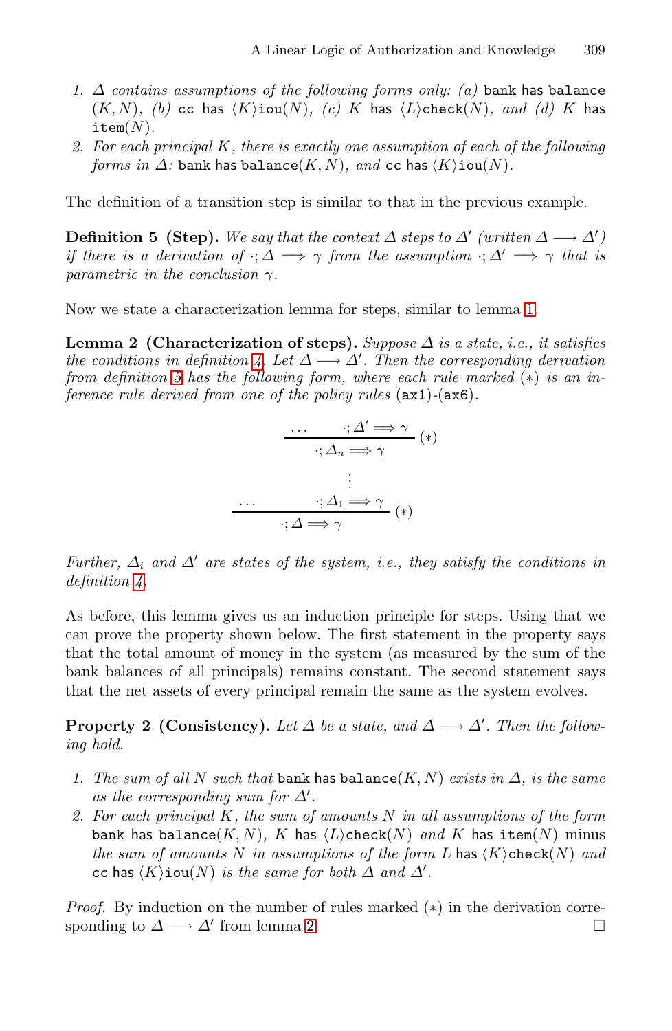1. $\Delta$ *contains assumptions of the following forms only: (a)* $\texttt{bank}$ $\texttt{has}$ $\texttt{balance}(K, N)$*, (b)* $\texttt{cc}$ $\texttt{has}$ $\langle K \rangle \texttt{iou}(N)$*, (c)* $K$ $\texttt{has}$ $\langle L \rangle \texttt{check}(N)$*, and (d)* $K$ $\texttt{has}$ $\texttt{item}(N)$.
2. *For each principal $K$, there is exactly one assumption of each of the following forms in $\Delta$:* $\texttt{bank}$ $\texttt{has}$ $\texttt{balance}(K, N)$*, and* $\texttt{cc}$ $\texttt{has}$ $\langle K \rangle \texttt{iou}(N)$.

The definition of a transition step is similar to that in the previous example.

**Definition 5 (Step).** *We say that the context $\Delta$ steps to $\Delta'$ (written $\Delta \longrightarrow \Delta'$) if there is a derivation of $\cdot; \Delta \Longrightarrow \gamma$ from the assumption $\cdot; \Delta' \Longrightarrow \gamma$ that is parametric in the conclusion $\gamma$.*

Now we state a characterization lemma for steps, similar to lemma 1.

**Lemma 2 (Characterization of steps).** *Suppose $\Delta$ is a state, i.e., it satisfies the conditions in definition 4. Let $\Delta \longrightarrow \Delta'$. Then the corresponding derivation from definition 5 has the following form, where each rule marked $(*)$ is an inference rule derived from one of the policy rules* (ax1)-(ax6).

$$
\dfrac{\dfrac{\ldots \qquad \cdot; \Delta' \Longrightarrow \gamma}{\cdot; \Delta_n \Longrightarrow \gamma}(*) \qquad}{}
$$

$$
\vdots
$$

$$
\dfrac{\ldots \qquad \cdot; \Delta_1 \Longrightarrow \gamma}{\cdot; \Delta \Longrightarrow \gamma}(*)
$$

*Further, $\Delta_i$ and $\Delta'$ are states of the system, i.e., they satisfy the conditions in definition 4.*

As before, this lemma gives us an induction principle for steps. Using that we can prove the property shown below. The first statement in the property says that the total amount of money in the system (as measured by the sum of the bank balances of all principals) remains constant. The second statement says that the net assets of every principal remain the same as the system evolves.

**Property 2 (Consistency).** *Let $\Delta$ be a state, and $\Delta \longrightarrow \Delta'$. Then the following hold.*

1. *The sum of all $N$ such that* $\texttt{bank}$ $\texttt{has}$ $\texttt{balance}(K, N)$ *exists in $\Delta$, is the same as the corresponding sum for $\Delta'$.*
2. *For each principal $K$, the sum of amounts $N$ in all assumptions of the form* $\texttt{bank}$ $\texttt{has}$ $\texttt{balance}(K, N)$*,* $K$ $\texttt{has}$ $\langle L \rangle \texttt{check}(N)$ *and* $K$ $\texttt{has}$ $\texttt{item}(N)$ *minus the sum of amounts $N$ in assumptions of the form* $L$ $\texttt{has}$ $\langle K \rangle \texttt{check}(N)$ *and* $\texttt{cc}$ $\texttt{has}$ $\langle K \rangle \texttt{iou}(N)$ *is the same for both $\Delta$ and $\Delta'$.*

*Proof.* By induction on the number of rules marked $(*)$ in the derivation corresponding to $\Delta \longrightarrow \Delta'$ from lemma 2. □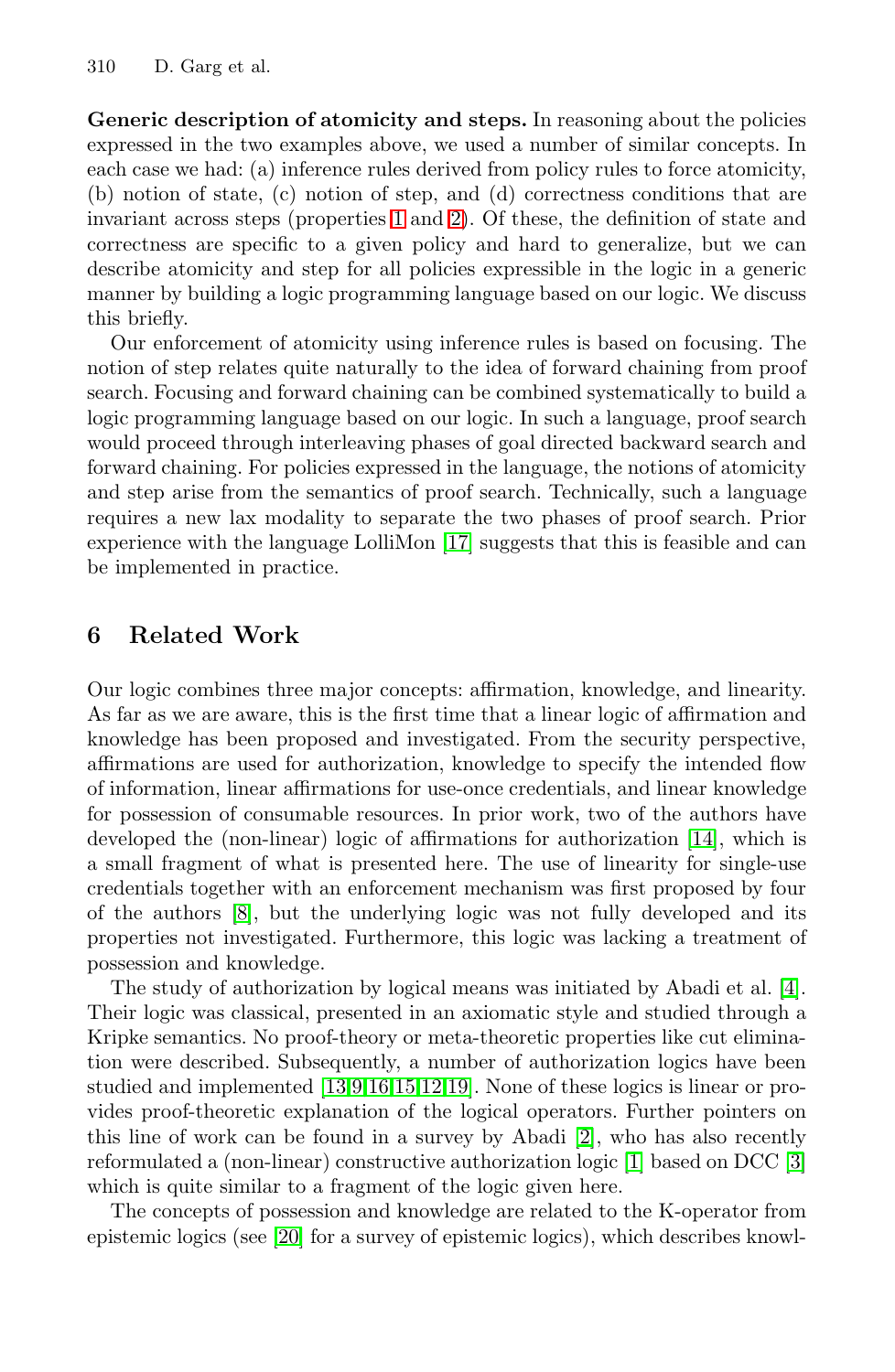**Generic description of atomicity and steps.** In reasoning about the policies expressed in the two examples above, we used a number of similar concepts. In each case we had: (a) inference rules derived from policy rules to force atomicity, (b) notion of state, (c) notion of step, and (d) correctness conditions that are invariant across steps (properties 1 and 2). Of these, the definition of state and correctness are specific to a given policy and hard to generalize, but we can describe atomicity and step for all policies expressible in the logic in a generic manner by building a logic programming language based on our logic. We discuss this briefly.

Our enforcement of atomicity using inference rules is based on focusing. The notion of step relates quite naturally to the idea of forward chaining from proof search. Focusing and forward chaining can be combined systematically to build a logic programming language based on our logic. In such a language, proof search would proceed through interleaving phases of goal directed backward search and forward chaining. For policies expressed in the language, the notions of atomicity and step arise from the semantics of proof search. Technically, such a language requires a new lax modality to separate the two phases of proof search. Prior experience with the language LolliMon [17] suggests that this is feasible and can be implemented in practice.

## 6 Related Work

Our logic combines three major concepts: affirmation, knowledge, and linearity. As far as we are aware, this is the first time that a linear logic of affirmation and knowledge has been proposed and investigated. From the security perspective, affirmations are used for authorization, knowledge to specify the intended flow of information, linear affirmations for use-once credentials, and linear knowledge for possession of consumable resources. In prior work, two of the authors have developed the (non-linear) logic of affirmations for authorization [14], which is a small fragment of what is presented here. The use of linearity for single-use credentials together with an enforcement mechanism was first proposed by four of the authors [8], but the underlying logic was not fully developed and its properties not investigated. Furthermore, this logic was lacking a treatment of possession and knowledge.

The study of authorization by logical means was initiated by Abadi et al. [4]. Their logic was classical, presented in an axiomatic style and studied through a Kripke semantics. No proof-theory or meta-theoretic properties like cut elimination were described. Subsequently, a number of authorization logics have been studied and implemented [13,9,16,15,12,19]. None of these logics is linear or provides proof-theoretic explanation of the logical operators. Further pointers on this line of work can be found in a survey by Abadi [2], who has also recently reformulated a (non-linear) constructive authorization logic [1] based on DCC [3] which is quite similar to a fragment of the logic given here.

The concepts of possession and knowledge are related to the K-operator from epistemic logics (see [20] for a survey of epistemic logics), which describes knowl-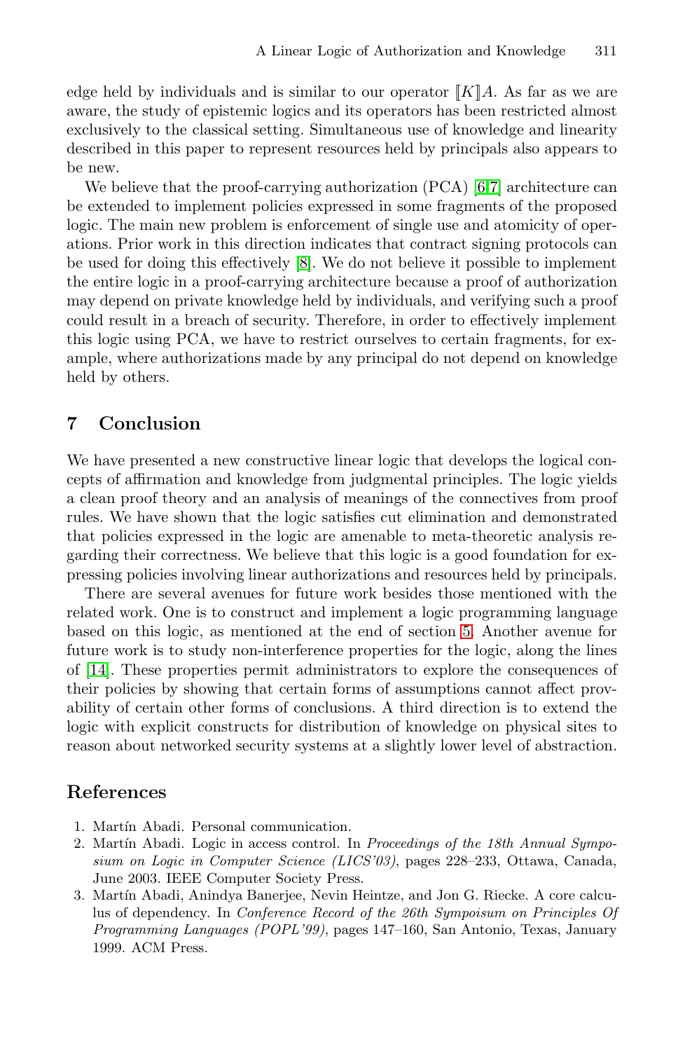edge held by individuals and is similar to our operator $[\![K]\!]A$. As far as we are aware, the study of epistemic logics and its operators has been restricted almost exclusively to the classical setting. Simultaneous use of knowledge and linearity described in this paper to represent resources held by principals also appears to be new.

We believe that the proof-carrying authorization (PCA) [6,7] architecture can be extended to implement policies expressed in some fragments of the proposed logic. The main new problem is enforcement of single use and atomicity of operations. Prior work in this direction indicates that contract signing protocols can be used for doing this effectively [8]. We do not believe it possible to implement the entire logic in a proof-carrying architecture because a proof of authorization may depend on private knowledge held by individuals, and verifying such a proof could result in a breach of security. Therefore, in order to effectively implement this logic using PCA, we have to restrict ourselves to certain fragments, for example, where authorizations made by any principal do not depend on knowledge held by others.

## 7 Conclusion

We have presented a new constructive linear logic that develops the logical concepts of affirmation and knowledge from judgmental principles. The logic yields a clean proof theory and an analysis of meanings of the connectives from proof rules. We have shown that the logic satisfies cut elimination and demonstrated that policies expressed in the logic are amenable to meta-theoretic analysis regarding their correctness. We believe that this logic is a good foundation for expressing policies involving linear authorizations and resources held by principals.

There are several avenues for future work besides those mentioned with the related work. One is to construct and implement a logic programming language based on this logic, as mentioned at the end of section 5. Another avenue for future work is to study non-interference properties for the logic, along the lines of [14]. These properties permit administrators to explore the consequences of their policies by showing that certain forms of assumptions cannot affect provability of certain other forms of conclusions. A third direction is to extend the logic with explicit constructs for distribution of knowledge on physical sites to reason about networked security systems at a slightly lower level of abstraction.

## References

1. Martín Abadi. Personal communication.
2. Martín Abadi. Logic in access control. In *Proceedings of the 18th Annual Symposium on Logic in Computer Science (LICS'03)*, pages 228–233, Ottawa, Canada, June 2003. IEEE Computer Society Press.
3. Martín Abadi, Anindya Banerjee, Nevin Heintze, and Jon G. Riecke. A core calculus of dependency. In *Conference Record of the 26th Sympoisum on Principles Of Programming Languages (POPL'99)*, pages 147–160, San Antonio, Texas, January 1999. ACM Press.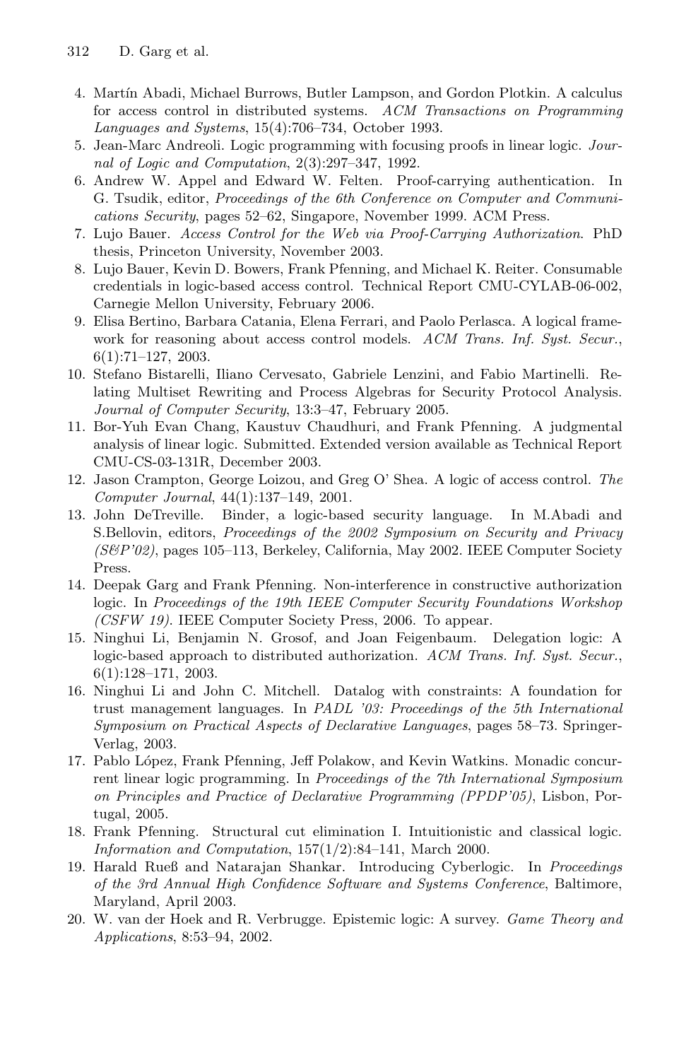4. Martín Abadi, Michael Burrows, Butler Lampson, and Gordon Plotkin. A calculus for access control in distributed systems. *ACM Transactions on Programming Languages and Systems*, 15(4):706–734, October 1993.
5. Jean-Marc Andreoli. Logic programming with focusing proofs in linear logic. *Journal of Logic and Computation*, 2(3):297–347, 1992.
6. Andrew W. Appel and Edward W. Felten. Proof-carrying authentication. In G. Tsudik, editor, *Proceedings of the 6th Conference on Computer and Communications Security*, pages 52–62, Singapore, November 1999. ACM Press.
7. Lujo Bauer. *Access Control for the Web via Proof-Carrying Authorization*. PhD thesis, Princeton University, November 2003.
8. Lujo Bauer, Kevin D. Bowers, Frank Pfenning, and Michael K. Reiter. Consumable credentials in logic-based access control. Technical Report CMU-CYLAB-06-002, Carnegie Mellon University, February 2006.
9. Elisa Bertino, Barbara Catania, Elena Ferrari, and Paolo Perlasca. A logical framework for reasoning about access control models. *ACM Trans. Inf. Syst. Secur.*, 6(1):71–127, 2003.
10. Stefano Bistarelli, Iliano Cervesato, Gabriele Lenzini, and Fabio Martinelli. Relating Multiset Rewriting and Process Algebras for Security Protocol Analysis. *Journal of Computer Security*, 13:3–47, February 2005.
11. Bor-Yuh Evan Chang, Kaustuv Chaudhuri, and Frank Pfenning. A judgmental analysis of linear logic. Submitted. Extended version available as Technical Report CMU-CS-03-131R, December 2003.
12. Jason Crampton, George Loizou, and Greg O' Shea. A logic of access control. *The Computer Journal*, 44(1):137–149, 2001.
13. John DeTreville. Binder, a logic-based security language. In M.Abadi and S.Bellovin, editors, *Proceedings of the 2002 Symposium on Security and Privacy (S&P'02)*, pages 105–113, Berkeley, California, May 2002. IEEE Computer Society Press.
14. Deepak Garg and Frank Pfenning. Non-interference in constructive authorization logic. In *Proceedings of the 19th IEEE Computer Security Foundations Workshop (CSFW 19)*. IEEE Computer Society Press, 2006. To appear.
15. Ninghui Li, Benjamin N. Grosof, and Joan Feigenbaum. Delegation logic: A logic-based approach to distributed authorization. *ACM Trans. Inf. Syst. Secur.*, 6(1):128–171, 2003.
16. Ninghui Li and John C. Mitchell. Datalog with constraints: A foundation for trust management languages. In *PADL '03: Proceedings of the 5th International Symposium on Practical Aspects of Declarative Languages*, pages 58–73. Springer-Verlag, 2003.
17. Pablo López, Frank Pfenning, Jeff Polakow, and Kevin Watkins. Monadic concurrent linear logic programming. In *Proceedings of the 7th International Symposium on Principles and Practice of Declarative Programming (PPDP'05)*, Lisbon, Portugal, 2005.
18. Frank Pfenning. Structural cut elimination I. Intuitionistic and classical logic. *Information and Computation*, 157(1/2):84–141, March 2000.
19. Harald Rueß and Natarajan Shankar. Introducing Cyberlogic. In *Proceedings of the 3rd Annual High Confidence Software and Systems Conference*, Baltimore, Maryland, April 2003.
20. W. van der Hoek and R. Verbrugge. Epistemic logic: A survey. *Game Theory and Applications*, 8:53–94, 2002.